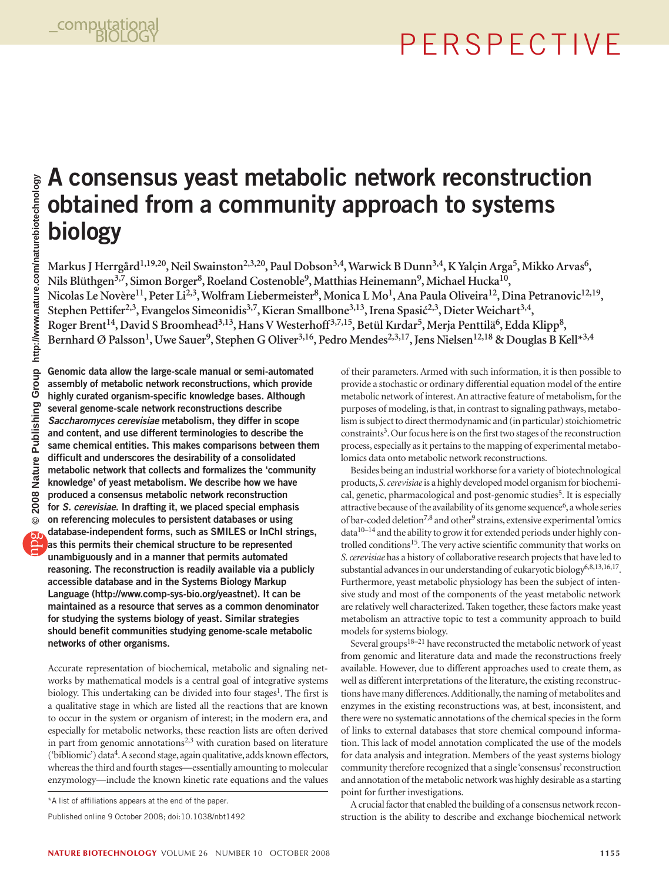# A consensus yeast metabolic network reconstruction obtained from a community approach to systems biology

Markus J Herrgård[1,19,20], Neil Swainston[2,3,20], Paul Dobson[3,4], Warwick B Dunn[3,4], K Yalçin Arga[5], Mikko Arvas[6], Nils Blüthgen[3,7], Simon Borger[8], Roeland Costenoble[9], Matthias Heinemann[9], Michael Hucka[10], Nicolas Le Novère[11], Peter Li[2,3], Wolfram Liebermeister[8], Monica L Mo[1], Ana Paula Oliveira[12], Dina Petranovic[12,19], Stephen Pettifer[2,3], Evangelos Simeonidis[3,7], Kieran Smallbone[3,13], Irena Spasić[2,3], Dieter Weichart[3,4], Roger Brent[14], David S Broomhead[3,13], Hans V Westerhoff[3,7,15], Betül Kırdar[5], Merja Penttilä[6], Edda Klipp[8], Bernhard Ø Palsson[1], Uwe Sauer[9], Stephen G Oliver[3,16], Pedro Mendes[2,3,17], Jens Nielsen[12,18] & Douglas B Kell*[3,4]

**Genomic data allow the large-scale manual or semi-automated assembly of metabolic network reconstructions, which provide highly curated organism-specific knowledge bases. Although several genome-scale network reconstructions describe *Saccharomyces cerevisiae* metabolism, they differ in scope and content, and use different terminologies to describe the same chemical entities. This makes comparisons between them difficult and underscores the desirability of a consolidated metabolic network that collects and formalizes the 'community knowledge' of yeast metabolism. We describe how we have produced a consensus metabolic network reconstruction for *S. cerevisiae*. In drafting it, we placed special emphasis on referencing molecules to persistent databases or using database-independent forms, such as SMILES or InChI strings, as this permits their chemical structure to be represented unambiguously and in a manner that permits automated reasoning. The reconstruction is readily available via a publicly accessible database and in the Systems Biology Markup Language (http://www.comp-sys-bio.org/yeastnet). It can be maintained as a resource that serves as a common denominator for studying the systems biology of yeast. Similar strategies should benefit communities studying genome-scale metabolic networks of other organisms.**

Accurate representation of biochemical, metabolic and signaling networks by mathematical models is a central goal of integrative systems biology. This undertaking can be divided into four stages[1]. The first is a qualitative stage in which are listed all the reactions that are known to occur in the system or organism of interest; in the modern era, and especially for metabolic networks, these reaction lists are often derived in part from genomic annotations[2,3] with curation based on literature ('bibliomic') data[4]. A second stage, again qualitative, adds known effectors, whereas the third and fourth stages—essentially amounting to molecular enzymology—include the known kinetic rate equations and the values of their parameters. Armed with such information, it is then possible to provide a stochastic or ordinary differential equation model of the entire metabolic network of interest. An attractive feature of metabolism, for the purposes of modeling, is that, in contrast to signaling pathways, metabolism is subject to direct thermodynamic and (in particular) stoichiometric constraints[3]. Our focus here is on the first two stages of the reconstruction process, especially as it pertains to the mapping of experimental metabolomics data onto metabolic network reconstructions.

Besides being an industrial workhorse for a variety of biotechnological products, *S. cerevisiae* is a highly developed model organism for biochemical, genetic, pharmacological and post-genomic studies[5]. It is especially attractive because of the availability of its genome sequence[6], a whole series of bar-coded deletion[7,8] and other[9] strains, extensive experimental 'omics data[10–14] and the ability to grow it for extended periods under highly controlled conditions[15]. The very active scientific community that works on *S. cerevisiae* has a history of collaborative research projects that have led to substantial advances in our understanding of eukaryotic biology[6,8,13,16,17]. Furthermore, yeast metabolic physiology has been the subject of intensive study and most of the components of the yeast metabolic network are relatively well characterized. Taken together, these factors make yeast metabolism an attractive topic to test a community approach to build models for systems biology.

Several groups[18–21] have reconstructed the metabolic network of yeast from genomic and literature data and made the reconstructions freely available. However, due to different approaches used to create them, as well as different interpretations of the literature, the existing reconstructions have many differences. Additionally, the naming of metabolites and enzymes in the existing reconstructions was, at best, inconsistent, and there were no systematic annotations of the chemical species in the form of links to external databases that store chemical compound information. This lack of model annotation complicated the use of the models for data analysis and integration. Members of the yeast systems biology community therefore recognized that a single 'consensus' reconstruction and annotation of the metabolic network was highly desirable as a starting point for further investigations.

A crucial factor that enabled the building of a consensus network reconstruction is the ability to describe and exchange biochemical network

*A list of affiliations appears at the end of the paper.

Published online 9 October 2008; doi:10.1038/nbt1492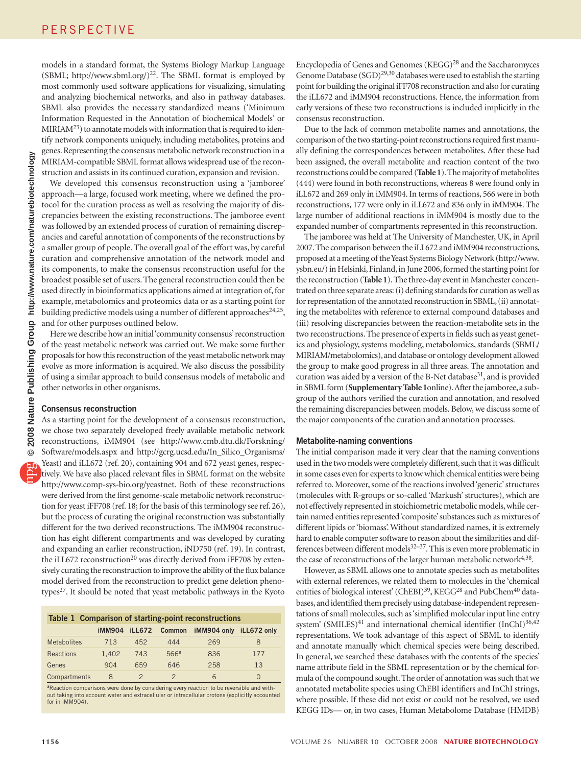models in a standard format, the Systems Biology Markup Language (SBML; http://www.sbml.org/)[22]. The SBML format is employed by most commonly used software applications for visualizing, simulating and analyzing biochemical networks, and also in pathway databases. SBML also provides the necessary standardized means ('Minimum Information Requested in the Annotation of biochemical Models' or MIRIAM[23]) to annotate models with information that is required to identify network components uniquely, including metabolites, proteins and genes. Representing the consensus metabolic network reconstruction in a MIRIAM-compatible SBML format allows widespread use of the reconstruction and assists in its continued curation, expansion and revision.

We developed this consensus reconstruction using a 'jamboree' approach—a large, focused work meeting, where we defined the protocol for the curation process as well as resolving the majority of discrepancies between the existing reconstructions. The jamboree event was followed by an extended process of curation of remaining discrepancies and careful annotation of components of the reconstructions by a smaller group of people. The overall goal of the effort was, by careful curation and comprehensive annotation of the network model and its components, to make the consensus reconstruction useful for the broadest possible set of users. The general reconstruction could then be used directly in bioinformatics applications aimed at integration of, for example, metabolomics and proteomics data or as a starting point for building predictive models using a number of different approaches[24,25], and for other purposes outlined below.

Here we describe how an initial 'community consensus' reconstruction of the yeast metabolic network was carried out. We make some further proposals for how this reconstruction of the yeast metabolic network may evolve as more information is acquired. We also discuss the possibility of using a similar approach to build consensus models of metabolic and other networks in other organisms.

## Consensus reconstruction

As a starting point for the development of a consensus reconstruction, we chose two separately developed freely available metabolic network reconstructions, iMM904 (see http://www.cmb.dtu.dk/Forskning/Software/models.aspx and http://gcrg.ucsd.edu/In_Silico_Organisms/Yeast) and iLL672 (ref. 20), containing 904 and 672 yeast genes, respectively. We have also placed relevant files in SBML format on the website http://www.comp-sys-bio.org/yeastnet. Both of these reconstructions were derived from the first genome-scale metabolic network reconstruction for yeast iFF708 (ref. 18; for the basis of this terminology see ref. 26), but the process of curating the original reconstruction was substantially different for the two derived reconstructions. The iMM904 reconstruction has eight different compartments and was developed by curating and expanding an earlier reconstruction, iND750 (ref. 19). In contrast, the iLL672 reconstruction[20] was directly derived from iFF708 by extensively curating the reconstruction to improve the ability of the flux balance model derived from the reconstruction to predict gene deletion phenotypes[27]. It should be noted that yeast metabolic pathways in the Kyoto Encyclopedia of Genes and Genomes (KEGG)[28] and the Saccharomyces Genome Database (SGD)[29,30] databases were used to establish the starting point for building the original iFF708 reconstruction and also for curating the iLL672 and iMM904 reconstructions. Hence, the information from early versions of these two reconstructions is included implicitly in the consensus reconstruction.

**Table 1 Comparison of starting-point reconstructions**

| | iMM904 | iLL672 | Common | iMM904 only | iLL672 only |
|---|---|---|---|---|---|
| Metabolites | 713 | 452 | 444 | 269 | 8 |
| Reactions | 1,402 | 743 | 566[a] | 836 | 177 |
| Genes | 904 | 659 | 646 | 258 | 13 |
| Compartments | 8 | 2 | 2 | 6 | 0 |

[a]Reaction comparisons were done by considering every reaction to be reversible and without taking into account water and extracellular or intracellular protons (explicitly accounted for in iMM904).

Due to the lack of common metabolite names and annotations, the comparison of the two starting-point reconstructions required first manually defining the correspondences between metabolites. After these had been assigned, the overall metabolite and reaction content of the two reconstructions could be compared (**Table 1**). The majority of metabolites (444) were found in both reconstructions, whereas 8 were found only in iLL672 and 269 only in iMM904. In terms of reactions, 566 were in both reconstructions, 177 were only in iLL672 and 836 only in iMM904. The large number of additional reactions in iMM904 is mostly due to the expanded number of compartments represented in this reconstruction.

The jamboree was held at The University of Manchester, UK, in April 2007. The comparison between the iLL672 and iMM904 reconstructions, proposed at a meeting of the Yeast Systems Biology Network (http://www.ysbn.eu/) in Helsinki, Finland, in June 2006, formed the starting point for the reconstruction (**Table 1**). The three-day event in Manchester concentrated on three separate areas: (i) defining standards for curation as well as for representation of the annotated reconstruction in SBML, (ii) annotating the metabolites with reference to external compound databases and (iii) resolving discrepancies between the reaction-metabolite sets in the two reconstructions. The presence of experts in fields such as yeast genetics and physiology, systems modeling, metabolomics, standards (SBML/MIRIAM/metabolomics), and database or ontology development allowed the group to make good progress in all three areas. The annotation and curation was aided by a version of the B-Net database[31], and is provided in SBML form (**Supplementary Table 1** online). After the jamboree, a subgroup of the authors verified the curation and annotation, and resolved the remaining discrepancies between models. Below, we discuss some of the major components of the curation and annotation processes.

## Metabolite-naming conventions

The initial comparison made it very clear that the naming conventions used in the two models were completely different, such that it was difficult in some cases even for experts to know which chemical entities were being referred to. Moreover, some of the reactions involved 'generic' structures (molecules with R-groups or so-called 'Markush' structures), which are not effectively represented in stoichiometric metabolic models, while certain named entities represented 'composite' substances such as mixtures of different lipids or 'biomass'. Without standardized names, it is extremely hard to enable computer software to reason about the similarities and differences between different models[32–37]. This is even more problematic in the case of reconstructions of the larger human metabolic network[4,38].

However, as SBML allows one to annotate species such as metabolites with external references, we related them to molecules in the 'chemical entities of biological interest' (ChEBI)[39], KEGG[28] and PubChem[40] databases, and identified them precisely using database-independent representations of small molecules, such as 'simplified molecular input line entry system' (SMILES)[41] and international chemical identifier (InChI)[36,42] representations. We took advantage of this aspect of SBML to identify and annotate manually which chemical species were being described. In general, we searched these databases with the contents of the species' name attribute field in the SBML representation or by the chemical formula of the compound sought. The order of annotation was such that we annotated metabolite species using ChEBI identifiers and InChI strings, where possible. If these did not exist or could not be resolved, we used KEGG IDs— or, in two cases, Human Metabolome Database (HMDB)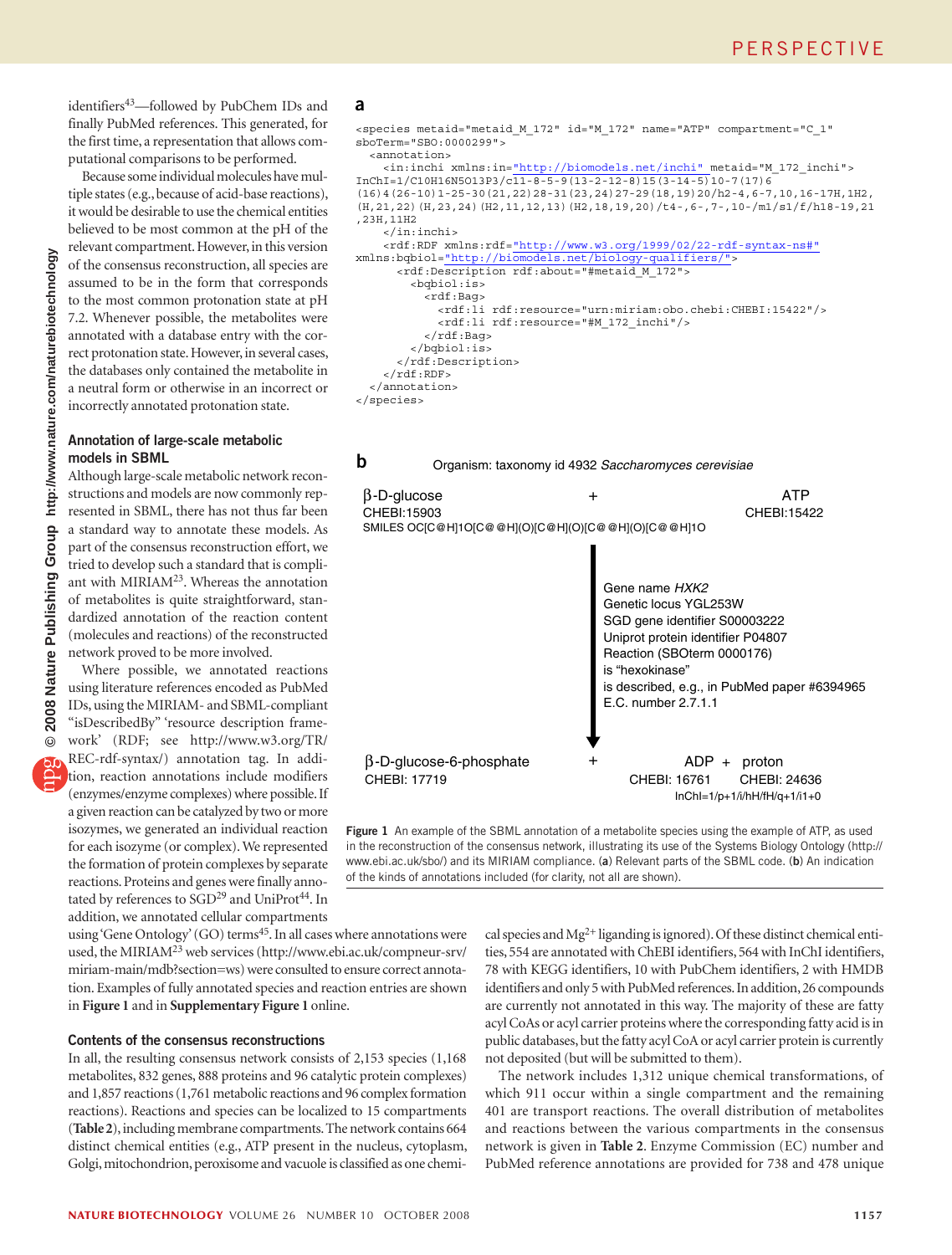identifiers[43]—followed by PubChem IDs and finally PubMed references. This generated, for the first time, a representation that allows computational comparisons to be performed.

Because some individual molecules have multiple states (e.g., because of acid-base reactions), it would be desirable to use the chemical entities believed to be most common at the pH of the relevant compartment. However, in this version of the consensus reconstruction, all species are assumed to be in the form that corresponds to the most common protonation state at pH 7.2. Whenever possible, the metabolites were annotated with a database entry with the correct protonation state. However, in several cases, the databases only contained the metabolite in a neutral form or otherwise in an incorrect or incorrectly annotated protonation state.

### Annotation of large-scale metabolic models in SBML

Although large-scale metabolic network reconstructions and models are now commonly represented in SBML, there has not thus far been a standard way to annotate these models. As part of the consensus reconstruction effort, we tried to develop such a standard that is compliant with MIRIAM[23]. Whereas the annotation of metabolites is quite straightforward, standardized annotation of the reaction content (molecules and reactions) of the reconstructed network proved to be more involved.

Where possible, we annotated reactions using literature references encoded as PubMed IDs, using the MIRIAM- and SBML-compliant "isDescribedBy" 'resource description framework' (RDF; see http://www.w3.org/TR/REC-rdf-syntax/) annotation tag. In addition, reaction annotations include modifiers (enzymes/enzyme complexes) where possible. If a given reaction can be catalyzed by two or more isozymes, we generated an individual reaction for each isozyme (or complex). We represented the formation of protein complexes by separate reactions. Proteins and genes were finally annotated by references to SGD[29] and UniProt[44]. In addition, we annotated cellular compartments using 'Gene Ontology' (GO) terms[45]. In all cases where annotations were used, the MIRIAM[23] web services (http://www.ebi.ac.uk/compneur-srv/miriam-main/mdb?section=ws) were consulted to ensure correct annotation. Examples of fully annotated species and reaction entries are shown in **Figure 1** and in **Supplementary Figure 1** online.

**a**

```
<species metaid="metaid_M_172" id="M_172" name="ATP" compartment="C_1"
sboTerm="SBO:0000299">
  <annotation>
    <in:inchi xmlns:in="http://biomodels.net/inchi" metaid="M_172_inchi">
InChI=1/C10H16N5O13P3/c11-8-5-9(13-2-12-8)15(3-14-5)10-7(17)6
(16)4(26-10)1-25-30(21,22)28-31(23,24)27-29(18,19)20/h2-4,6-7,10,16-17H,1H2,
(H,21,22)(H,23,24)(H2,11,12,13)(H2,18,19,20)/t4-,6-,7-,10-/m1/s1/f/h18-19,21
,23H,11H2
    </in:inchi>
    <rdf:RDF xmlns:rdf="http://www.w3.org/1999/02/22-rdf-syntax-ns#"
xmlns:bqbiol="http://biomodels.net/biology-qualifiers/">
      <rdf:Description rdf:about="#metaid_M_172">
        <bqbiol:is>
          <rdf:Bag>
            <rdf:li rdf:resource="urn:miriam:obo.chebi:CHEBI:15422"/>
            <rdf:li rdf:resource="#M_172_inchi"/>
          </rdf:Bag>
        </bqbiol:is>
      </rdf:Description>
    </rdf:RDF>
  </annotation>
</species>
```

**b**

Organism: taxonomy id 4932 *Saccharomyces cerevisiae*

β-D-glucose CHEBI:15903 SMILES OC[C@H]1O[C@@H](O)[C@H](O)[C@@H](O)[C@@H]1O + ATP CHEBI:15422

Gene name *HXK2*
Genetic locus YGL253W
SGD gene identifier S00003222
Uniprot protein identifier P04807
Reaction (SBOterm 0000176)
is "hexokinase"
is described, e.g., in PubMed paper #6394965
E.C. number 2.7.1.1

β-D-glucose-6-phosphate CHEBI: 17719 + ADP CHEBI: 16761 + proton CHEBI: 24636 InChI=1/p+1/i/hH/fH/q+1/i1+0

**Figure 1** An example of the SBML annotation of a metabolite species using the example of ATP, as used in the reconstruction of the consensus network, illustrating its use of the Systems Biology Ontology (http://www.ebi.ac.uk/sbo/) and its MIRIAM compliance. (**a**) Relevant parts of the SBML code. (**b**) An indication of the kinds of annotations included (for clarity, not all are shown).

### Contents of the consensus reconstructions

In all, the resulting consensus network consists of 2,153 species (1,168 metabolites, 832 genes, 888 proteins and 96 catalytic protein complexes) and 1,857 reactions (1,761 metabolic reactions and 96 complex formation reactions). Reactions and species can be localized to 15 compartments (**Table 2**), including membrane compartments. The network contains 664 distinct chemical entities (e.g., ATP present in the nucleus, cytoplasm, Golgi, mitochondrion, peroxisome and vacuole is classified as one chemical species and $Mg^{2+}$ liganding is ignored). Of these distinct chemical entities, 554 are annotated with ChEBI identifiers, 564 with InChI identifiers, 78 with KEGG identifiers, 10 with PubChem identifiers, 2 with HMDB identifiers and only 5 with PubMed references. In addition, 26 compounds are currently not annotated in this way. The majority of these are fatty acyl CoAs or acyl carrier proteins where the corresponding fatty acid is in public databases, but the fatty acyl CoA or acyl carrier protein is currently not deposited (but will be submitted to them).

The network includes 1,312 unique chemical transformations, of which 911 occur within a single compartment and the remaining 401 are transport reactions. The overall distribution of metabolites and reactions between the various compartments in the consensus network is given in **Table 2**. Enzyme Commission (EC) number and PubMed reference annotations are provided for 738 and 478 unique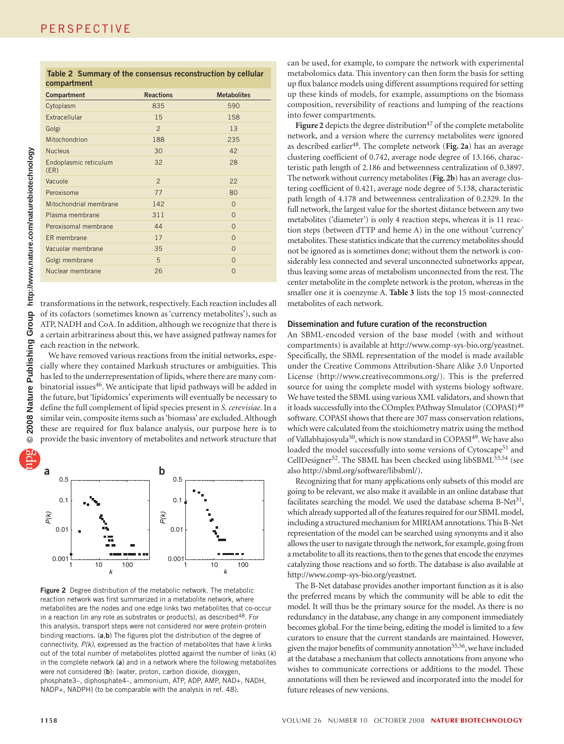**Table 2 Summary of the consensus reconstruction by cellular compartment**

| Compartment | Reactions | Metabolites |
|---|---|---|
| Cytoplasm | 835 | 590 |
| Extracellular | 15 | 158 |
| Golgi | 2 | 13 |
| Mitochondrion | 188 | 235 |
| Nucleus | 30 | 42 |
| Endoplasmic reticulum (ER) | 32 | 28 |
| Vacuole | 2 | 22 |
| Peroxisome | 77 | 80 |
| Mitochondrial membrane | 142 | 0 |
| Plasma membrane | 311 | 0 |
| Peroxisomal membrane | 44 | 0 |
| ER membrane | 17 | 0 |
| Vacuolar membrane | 35 | 0 |
| Golgi membrane | 5 | 0 |
| Nuclear membrane | 26 | 0 |

transformations in the network, respectively. Each reaction includes all of its cofactors (sometimes known as 'currency metabolites'), such as ATP, NADH and CoA. In addition, although we recognize that there is a certain arbitrariness about this, we have assigned pathway names for each reaction in the network.

We have removed various reactions from the initial networks, especially where they contained Markush structures or ambiguities. This has led to the underrepresentation of lipids, where there are many combinatorial issues[46]. We anticipate that lipid pathways will be added in the future, but 'lipidomics' experiments will eventually be necessary to define the full complement of lipid species present in *S. cerevisiae*. In a similar vein, composite items such as 'biomass' are excluded. Although these are required for flux balance analysis, our purpose here is to provide the basic inventory of metabolites and network structure that can be used, for example, to compare the network with experimental metabolomics data. This inventory can then form the basis for setting up flux balance models using different assumptions required for setting up these kinds of models, for example, assumptions on the biomass composition, reversibility of reactions and lumping of the reactions into fewer compartments.

**Figure 2** depicts the degree distribution[47] of the complete metabolite network, and a version where the currency metabolites were ignored as described earlier[48]. The complete network (**Fig. 2a**) has an average clustering coefficient of 0.742, average node degree of 13.166, characteristic path length of 2.186 and betweenness centralization of 0.3897. The network without currency metabolites (**Fig. 2b**) has an average clustering coefficient of 0.421, average node degree of 5.138, characteristic path length of 4.178 and betweenness centralization of 0.2329. In the full network, the largest value for the shortest distance between any two metabolites ('diameter') is only 4 reaction steps, whereas it is 11 reaction steps (between dTTP and heme A) in the one without 'currency' metabolites. These statistics indicate that the currency metabolites should not be ignored as is sometimes done; without them the network is considerably less connected and several unconnected subnetworks appear, thus leaving some areas of metabolism unconnected from the rest. The center metabolite in the complete network is the proton, whereas in the smaller one it is coenzyme A. **Table 3** lists the top 15 most-connected metabolites of each network.

**Figure 2** Degree distribution of the metabolic network. The metabolic reaction network was first summarized in a metabolite network, where metabolites are the nodes and one edge links two metabolites that co-occur in a reaction (in any role as substrates or products), as described[48]. For this analysis, transport steps were not considered nor were protein-protein binding reactions. (**a**,**b**) The figures plot the distribution of the degree of connectivity, *P(k)*, expressed as the fraction of metabolites that have *k* links out of the total number of metabolites plotted against the number of links (*k*) in the complete network (**a**) and in a network where the following metabolites were not considered (**b**): {water, proton, carbon dioxide, dioxygen, phosphate3–, diphosphate4–, ammonium, ATP, ADP, AMP, NAD+, NADH, NADP+, NADPH} (to be comparable with the analysis in ref. 48).

### Dissemination and future curation of the reconstruction

An SBML-encoded version of the base model (with and without compartments) is available at http://www.comp-sys-bio.org/yeastnet. Specifically, the SBML representation of the model is made available under the Creative Commons Attribution-Share Alike 3.0 Unported License (http://www.creativecommons.org/). This is the preferred source for using the complete model with systems biology software. We have tested the SBML using various XML validators, and shown that it loads successfully into the COmplex PAthway SImulator (COPASI)[49] software. COPASI shows that there are 307 mass conservation relations, which were calculated from the stoichiometry matrix using the method of Vallabhajosyula[50], which is now standard in COPASI[49]. We have also loaded the model successfully into some versions of Cytoscape[51] and CellDesigner[52]. The SBML has been checked using libSBML[53,54] (see also http://sbml.org/software/libsbml/).

Recognizing that for many applications only subsets of this model are going to be relevant, we also make it available in an online database that facilitates searching the model. We used the database schema B-Net[31], which already supported all of the features required for our SBML model, including a structured mechanism for MIRIAM annotations. This B-Net representation of the model can be searched using synonyms and it also allows the user to navigate through the network, for example, going from a metabolite to all its reactions, then to the genes that encode the enzymes catalyzing those reactions and so forth. The database is also available at http://www.comp-sys-bio.org/yeastnet.

The B-Net database provides another important function as it is also the preferred means by which the community will be able to edit the model. It will thus be the primary source for the model. As there is no redundancy in the database, any change in any component immediately becomes global. For the time being, editing the model is limited to a few curators to ensure that the current standards are maintained. However, given the major benefits of community annotation[55,56], we have included at the database a mechanism that collects annotations from anyone who wishes to communicate corrections or additions to the model. These annotations will then be reviewed and incorporated into the model for future releases of new versions.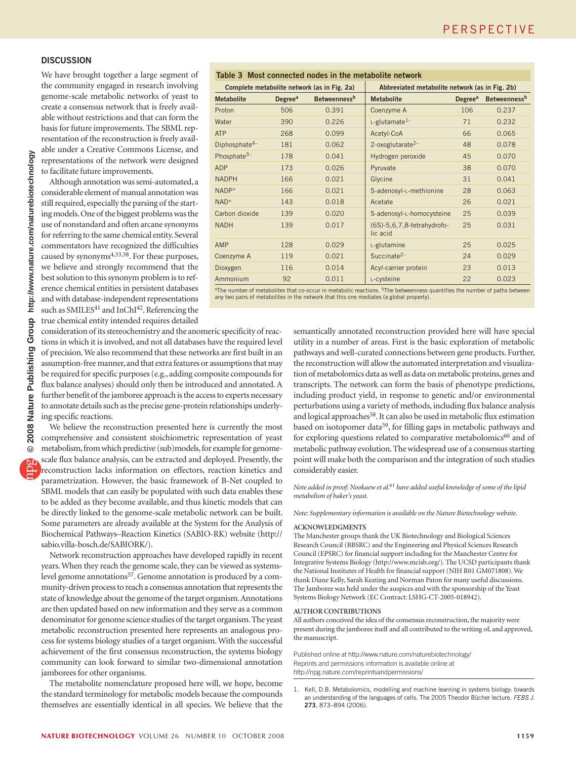## DISCUSSION

We have brought together a large segment of the community engaged in research involving genome-scale metabolic networks of yeast to create a consensus network that is freely available without restrictions and that can form the basis for future improvements. The SBML representation of the reconstruction is freely available under a Creative Commons License, and representations of the network were designed to facilitate future improvements.

Although annotation was semi-automated, a considerable element of manual annotation was still required, especially the parsing of the starting models. One of the biggest problems was the use of nonstandard and often arcane synonyms for referring to the same chemical entity. Several commentators have recognized the difficulties caused by synonyms[4,33,38]. For these purposes, we believe and strongly recommend that the best solution to this synonym problem is to reference chemical entities in persistent databases and with database-independent representations such as SMILES[41] and InChI[42]. Referencing the true chemical entity intended requires detailed consideration of its stereochemistry and the anomeric specificity of reactions in which it is involved, and not all databases have the required level of precision. We also recommend that these networks are first built in an assumption-free manner, and that extra features or assumptions that may be required for specific purposes (e.g., adding composite compounds for flux balance analyses) should only then be introduced and annotated. A further benefit of the jamboree approach is the access to experts necessary to annotate details such as the precise gene-protein relationships underlying specific reactions.

**Table 3 Most connected nodes in the metabolite network**

| Complete metabolite network (as in Fig. 2a) | | | Abbreviated metabolite network (as in Fig. 2b) | | |
|---|---|---|---|---|---|
| **Metabolite** | **Degree[a]** | **Betweenness[b]** | **Metabolite** | **Degree[a]** | **Betweenness[b]** |
| Proton | 506 | 0.391 | Coenzyme A | 106 | 0.237 |
| Water | 390 | 0.226 | L-glutamate$^{1-}$ | 71 | 0.232 |
| ATP | 268 | 0.099 | Acetyl-CoA | 66 | 0.065 |
| Diphosphate$^{4-}$ | 181 | 0.062 | 2-oxoglutarate$^{2-}$ | 48 | 0.078 |
| Phosphate$^{3-}$ | 178 | 0.041 | Hydrogen peroxide | 45 | 0.070 |
| ADP | 173 | 0.026 | Pyruvate | 38 | 0.070 |
| NADPH | 166 | 0.021 | Glycine | 31 | 0.041 |
| NADP$^{+}$ | 166 | 0.021 | S-adenosyl-L-methionine | 28 | 0.063 |
| NAD$^{+}$ | 143 | 0.018 | Acetate | 26 | 0.021 |
| Carbon dioxide | 139 | 0.020 | S-adenosyl-L-homocysteine | 25 | 0.039 |
| NADH | 139 | 0.017 | (6S)-5,6,7,8-tetrahydrofolic acid | 25 | 0.031 |
| AMP | 128 | 0.029 | L-glutamine | 25 | 0.025 |
| Coenzyme A | 119 | 0.021 | Succinate$^{2-}$ | 24 | 0.029 |
| Dioxygen | 116 | 0.014 | Acyl-carrier protein | 23 | 0.013 |
| Ammonium | 92 | 0.011 | L-cysteine | 22 | 0.023 |

[a]The number of metabolites that co-occur in metabolic reactions. [b]The betweenness quantifies the number of paths between any two pairs of metabolites in the network that this one mediates (a global property).

We believe the reconstruction presented here is currently the most comprehensive and consistent stoichiometric representation of yeast metabolism, from which predictive (sub)models, for example for genome-scale flux balance analysis, can be extracted and deployed. Presently, the reconstruction lacks information on effectors, reaction kinetics and parametrization. However, the basic framework of B-Net coupled to SBML models that can easily be populated with such data enables these to be added as they become available, and thus kinetic models that can be directly linked to the genome-scale metabolic network can be built. Some parameters are already available at the System for the Analysis of Biochemical Pathways–Reaction Kinetics (SABIO-RK) website (http://sabio.villa-bosch.de/SABIORK/).

Network reconstruction approaches have developed rapidly in recent years. When they reach the genome scale, they can be viewed as systems-level genome annotations[57]. Genome annotation is produced by a community-driven process to reach a consensus annotation that represents the state of knowledge about the genome of the target organism. Annotations are then updated based on new information and they serve as a common denominator for genome science studies of the target organism. The yeast metabolic reconstruction presented here represents an analogous process for systems biology studies of a target organism. With the successful achievement of the first consensus reconstruction, the systems biology community can look forward to similar two-dimensional annotation jamborees for other organisms.

The metabolite nomenclature proposed here will, we hope, become the standard terminology for metabolic models because the compounds themselves are essentially identical in all species. We believe that the semantically annotated reconstruction provided here will have special utility in a number of areas. First is the basic exploration of metabolic pathways and well-curated connections between gene products. Further, the reconstruction will allow the automated interpretation and visualization of metabolomics data as well as data on metabolic proteins, genes and transcripts. The network can form the basis of phenotype predictions, including product yield, in response to genetic and/or environmental perturbations using a variety of methods, including flux balance analysis and logical approaches[58]. It can also be used in metabolic flux estimation based on isotopomer data[59], for filling gaps in metabolic pathways and for exploring questions related to comparative metabolomics[60] and of metabolic pathway evolution. The widespread use of a consensus starting point will make both the comparison and the integration of such studies considerably easier.

*Note added in proof: Nookaew et al.[61] have added useful knowledge of some of the lipid metabolism of baker's yeast.*

*Note: Supplementary information is available on the Nature Biotechnology website.*

### ACKNOWLEDGMENTS

The Manchester groups thank the UK Biotechnology and Biological Sciences Research Council (BBSRC) and the Engineering and Physical Sciences Research Council (EPSRC) for financial support including for the Manchester Centre for Integrative Systems Biology (http://www.mcisb.org/). The UCSD participants thank the National Institutes of Health for financial support (NIH R01 GM071808). We thank Diane Kelly, Sarah Keating and Norman Paton for many useful discussions. The Jamboree was held under the auspices and with the sponsorship of the Yeast Systems Biology Network (EC Contract: LSHG-CT-2005-018942).

### AUTHOR CONTRIBUTIONS

All authors conceived the idea of the consensus reconstruction, the majority were present during the jamboree itself and all contributed to the writing of, and approved, the manuscript.

Published online at http://www.nature.com/naturebiotechnology/
Reprints and permissions information is available online at http://npg.nature.com/reprintsandpermissions/

1. Kell, D.B. Metabolomics, modelling and machine learning in systems biology: towards an understanding of the languages of cells. The 2005 Theodor Bücher lecture. *FEBS J.* **273**, 873–894 (2006).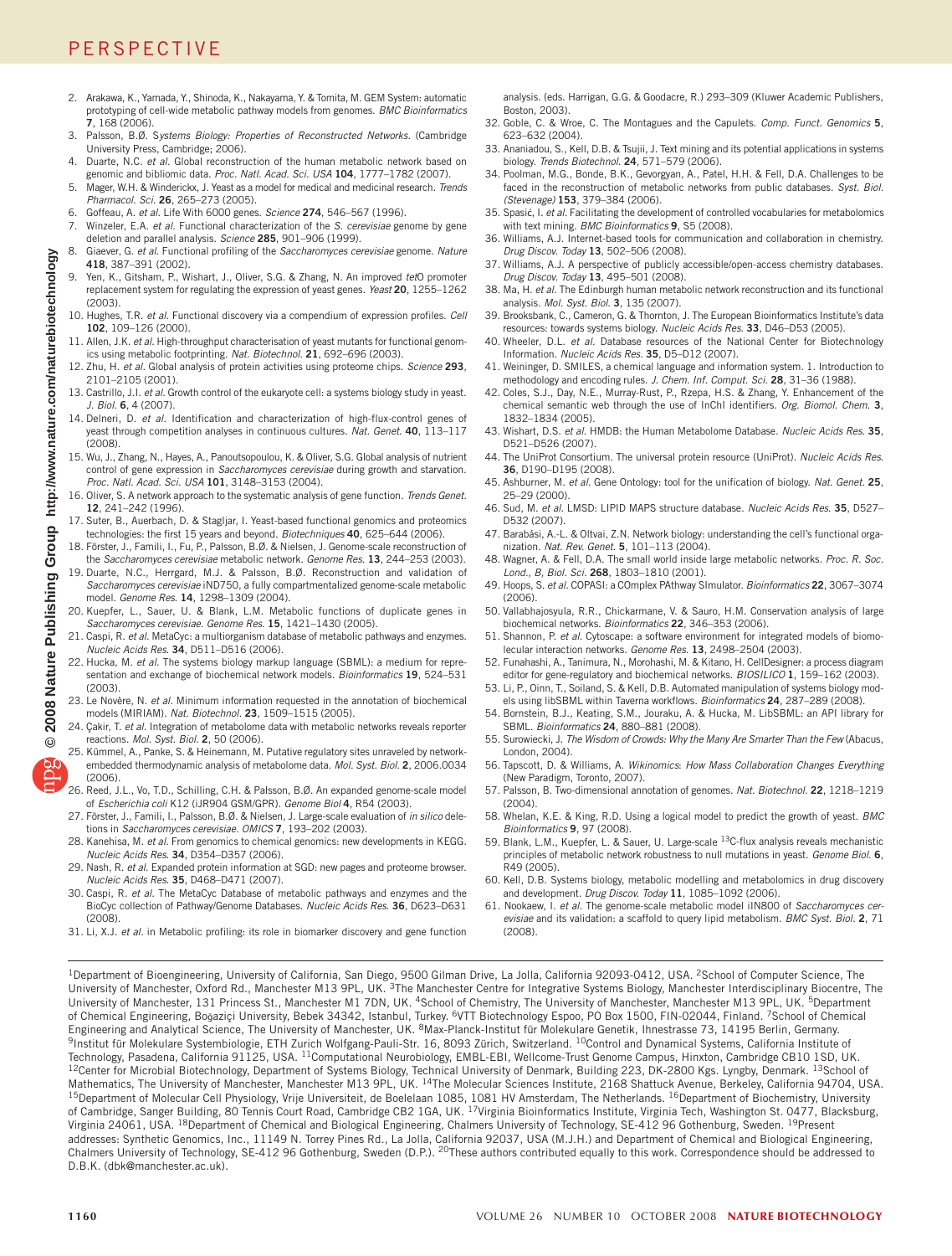2. Arakawa, K., Yamada, Y., Shinoda, K., Nakayama, Y. & Tomita, M. GEM System: automatic prototyping of cell-wide metabolic pathway models from genomes. *BMC Bioinformatics* **7**, 168 (2006).
3. Palsson, B.Ø. *Systems Biology: Properties of Reconstructed Networks.* (Cambridge University Press, Cambridge; 2006).
4. Duarte, N.C. *et al.* Global reconstruction of the human metabolic network based on genomic and bibliomic data. *Proc. Natl. Acad. Sci. USA* **104**, 1777–1782 (2007).
5. Mager, W.H. & Winderickx, J. Yeast as a model for medical and medicinal research. *Trends Pharmacol. Sci.* **26**, 265–273 (2005).
6. Goffeau, A. *et al.* Life With 6000 genes. *Science* **274**, 546–567 (1996).
7. Winzeler, E.A. *et al.* Functional characterization of the *S. cerevisiae* genome by gene deletion and parallel analysis. *Science* **285**, 901–906 (1999).
8. Giaever, G. *et al.* Functional profiling of the *Saccharomyces cerevisiae* genome. *Nature* **418**, 387–391 (2002).
9. Yen, K., Gitsham, P., Wishart, J., Oliver, S.G. & Zhang, N. An improved *tet*O promoter replacement system for regulating the expression of yeast genes. *Yeast* **20**, 1255–1262 (2003).
10. Hughes, T.R. *et al.* Functional discovery via a compendium of expression profiles. *Cell* **102**, 109–126 (2000).
11. Allen, J.K. *et al.* High-throughput characterisation of yeast mutants for functional genomics using metabolic footprinting. *Nat. Biotechnol.* **21**, 692–696 (2003).
12. Zhu, H. *et al.* Global analysis of protein activities using proteome chips. *Science* **293**, 2101–2105 (2001).
13. Castrillo, J.I. *et al.* Growth control of the eukaryote cell: a systems biology study in yeast. *J. Biol.* **6**, 4 (2007).
14. Delneri, D. *et al.* Identification and characterization of high-flux-control genes of yeast through competition analyses in continuous cultures. *Nat. Genet.* **40**, 113–117 (2008).
15. Wu, J., Zhang, N., Hayes, A., Panoutsopoulou, K. & Oliver, S.G. Global analysis of nutrient control of gene expression in *Saccharomyces cerevisiae* during growth and starvation. *Proc. Natl. Acad. Sci. USA* **101**, 3148–3153 (2004).
16. Oliver, S. A network approach to the systematic analysis of gene function. *Trends Genet.* **12**, 241–242 (1996).
17. Suter, B., Auerbach, D. & Stagljar, I. Yeast-based functional genomics and proteomics technologies: the first 15 years and beyond. *Biotechniques* **40**, 625–644 (2006).
18. Förster, J., Famili, I., Fu, P., Palsson, B.Ø. & Nielsen, J. Genome-scale reconstruction of the *Saccharomyces cerevisiae* metabolic network. *Genome Res.* **13**, 244–253 (2003).
19. Duarte, N.C., Herrgard, M.J. & Palsson, B.Ø. Reconstruction and validation of *Saccharomyces cerevisiae* iND750, a fully compartmentalized genome-scale metabolic model. *Genome Res.* **14**, 1298–1309 (2004).
20. Kuepfer, L., Sauer, U. & Blank, L.M. Metabolic functions of duplicate genes in *Saccharomyces cerevisiae*. *Genome Res.* **15**, 1421–1430 (2005).
21. Caspi, R. *et al.* MetaCyc: a multiorganism database of metabolic pathways and enzymes. *Nucleic Acids Res.* **34**, D511–D516 (2006).
22. Hucka, M. *et al.* The systems biology markup language (SBML): a medium for representation and exchange of biochemical network models. *Bioinformatics* **19**, 524–531 (2003).
23. Le Novère, N. *et al.* Minimum information requested in the annotation of biochemical models (MIRIAM). *Nat. Biotechnol.* **23**, 1509–1515 (2005).
24. Çakir, T. *et al.* Integration of metabolome data with metabolic networks reveals reporter reactions. *Mol. Syst. Biol.* **2**, 50 (2006).
25. Kümmel, A., Panke, S. & Heinemann, M. Putative regulatory sites unraveled by network-embedded thermodynamic analysis of metabolome data. *Mol. Syst. Biol.* **2**, 2006.0034 (2006).
26. Reed, J.L., Vo, T.D., Schilling, C.H. & Palsson, B.Ø. An expanded genome-scale model of *Escherichia coli* K12 (iJR904 GSM/GPR). *Genome Biol* **4**, R54 (2003).
27. Förster, J., Famili, I., Palsson, B.Ø. & Nielsen, J. Large-scale evaluation of *in silico* deletions in *Saccharomyces cerevisiae*. *OMICS* **7**, 193–202 (2003).
28. Kanehisa, M. *et al.* From genomics to chemical genomics: new developments in KEGG. *Nucleic Acids Res.* **34**, D354–D357 (2006).
29. Nash, R. *et al.* Expanded protein information at SGD: new pages and proteome browser. *Nucleic Acids Res.* **35**, D468–D471 (2007).
30. Caspi, R. *et al.* The MetaCyc Database of metabolic pathways and enzymes and the BioCyc collection of Pathway/Genome Databases. *Nucleic Acids Res.* **36**, D623–D631 (2008).
31. Li, X.J. *et al.* in Metabolic profiling: its role in biomarker discovery and gene function analysis. (eds. Harrigan, G.G. & Goodacre, R.) 293–309 (Kluwer Academic Publishers, Boston, 2003).
32. Goble, C. & Wroe, C. The Montagues and the Capulets. *Comp. Funct. Genomics* **5**, 623–632 (2004).
33. Ananiadou, S., Kell, D.B. & Tsujii, J. Text mining and its potential applications in systems biology. *Trends Biotechnol.* **24**, 571–579 (2006).
34. Poolman, M.G., Bonde, B.K., Gevorgyan, A., Patel, H.H. & Fell, D.A. Challenges to be faced in the reconstruction of metabolic networks from public databases. *Syst. Biol. (Stevenage)* **153**, 379–384 (2006).
35. Spasić, I. *et al.* Facilitating the development of controlled vocabularies for metabolomics with text mining. *BMC Bioinformatics* **9**, S5 (2008).
36. Williams, A.J. Internet-based tools for communication and collaboration in chemistry. *Drug Discov. Today* **13**, 502–506 (2008).
37. Williams, A.J. A perspective of publicly accessible/open-access chemistry databases. *Drug Discov. Today* **13**, 495–501 (2008).
38. Ma, H. *et al.* The Edinburgh human metabolic network reconstruction and its functional analysis. *Mol. Syst. Biol.* **3**, 135 (2007).
39. Brooksbank, C., Cameron, G. & Thornton, J. The European Bioinformatics Institute's data resources: towards systems biology. *Nucleic Acids Res.* **33**, D46–D53 (2005).
40. Wheeler, D.L. *et al.* Database resources of the National Center for Biotechnology Information. *Nucleic Acids Res.* **35**, D5–D12 (2007).
41. Weininger, D. SMILES, a chemical language and information system. 1. Introduction to methodology and encoding rules. *J. Chem. Inf. Comput. Sci.* **28**, 31–36 (1988).
42. Coles, S.J., Day, N.E., Murray-Rust, P., Rzepa, H.S. & Zhang, Y. Enhancement of the chemical semantic web through the use of InChI identifiers. *Org. Biomol. Chem.* **3**, 1832–1834 (2005).
43. Wishart, D.S. *et al.* HMDB: the Human Metabolome Database. *Nucleic Acids Res.* **35**, D521–D526 (2007).
44. The UniProt Consortium. The universal protein resource (UniProt). *Nucleic Acids Res.* **36**, D190–D195 (2008).
45. Ashburner, M. *et al.* Gene Ontology: tool for the unification of biology. *Nat. Genet.* **25**, 25–29 (2000).
46. Sud, M. *et al.* LMSD: LIPID MAPS structure database. *Nucleic Acids Res.* **35**, D527–D532 (2007).
47. Barabási, A.-L. & Oltvai, Z.N. Network biology: understanding the cell's functional organization. *Nat. Rev. Genet.* **5**, 101–113 (2004).
48. Wagner, A. & Fell, D.A. The small world inside large metabolic networks. *Proc. R. Soc. Lond., B, Biol. Sci.* **268**, 1803–1810 (2001).
49. Hoops, S. *et al.* COPASI: a COmplex PAthway SImulator. *Bioinformatics* **22**, 3067–3074 (2006).
50. Vallabhajosyula, R.R., Chickarmane, V. & Sauro, H.M. Conservation analysis of large biochemical networks. *Bioinformatics* **22**, 346–353 (2006).
51. Shannon, P. *et al.* Cytoscape: a software environment for integrated models of biomolecular interaction networks. *Genome Res.* **13**, 2498–2504 (2003).
52. Funahashi, A., Tanimura, N., Morohashi, M. & Kitano, H. CellDesigner: a process diagram editor for gene-regulatory and biochemical networks. *BIOSILICO* **1**, 159–162 (2003).
53. Li, P., Oinn, T., Soiland, S. & Kell, D.B. Automated manipulation of systems biology models using libSBML within Taverna workflows. *Bioinformatics* **24**, 287–289 (2008).
54. Bornstein, B.J., Keating, S.M., Jouraku, A. & Hucka, M. LibSBML: an API library for SBML. *Bioinformatics* **24**, 880–881 (2008).
55. Surowiecki, J. *The Wisdom of Crowds: Why the Many Are Smarter Than the Few* (Abacus, London, 2004).
56. Tapscott, D. & Williams, A. *Wikinomics: How Mass Collaboration Changes Everything* (New Paradigm, Toronto, 2007).
57. Palsson, B. Two-dimensional annotation of genomes. *Nat. Biotechnol.* **22**, 1218–1219 (2004).
58. Whelan, K.E. & King, R.D. Using a logical model to predict the growth of yeast. *BMC Bioinformatics* **9**, 97 (2008).
59. Blank, L.M., Kuepfer, L. & Sauer, U. Large-scale $^{13}$C-flux analysis reveals mechanistic principles of metabolic network robustness to null mutations in yeast. *Genome Biol.* **6**, R49 (2005).
60. Kell, D.B. Systems biology, metabolic modelling and metabolomics in drug discovery and development. *Drug Discov. Today* **11**, 1085–1092 (2006).
61. Nookaew, I. *et al.* The genome-scale metabolic model iIN800 of *Saccharomyces cerevisiae* and its validation: a scaffold to query lipid metabolism. *BMC Syst. Biol.* **2**, 71 (2008).

---

[1]Department of Bioengineering, University of California, San Diego, 9500 Gilman Drive, La Jolla, California 92093-0412, USA. [2]School of Computer Science, The University of Manchester, Oxford Rd., Manchester M13 9PL, UK. [3]The Manchester Centre for Integrative Systems Biology, Manchester Interdisciplinary Biocentre, The University of Manchester, 131 Princess St., Manchester M1 7DN, UK. [4]School of Chemistry, The University of Manchester, Manchester M13 9PL, UK. [5]Department of Chemical Engineering, Boğaziçi University, Bebek 34342, Istanbul, Turkey. [6]VTT Biotechnology Espoo, PO Box 1500, FIN-02044, Finland. [7]School of Chemical Engineering and Analytical Science, The University of Manchester, UK. [8]Max-Planck-Institut für Molekulare Genetik, Ihnestrasse 73, 14195 Berlin, Germany. [9]Institut für Molekulare Systembiologie, ETH Zurich Wolfgang-Pauli-Str. 16, 8093 Zürich, Switzerland. [10]Control and Dynamical Systems, California Institute of Technology, Pasadena, California 91125, USA. [11]Computational Neurobiology, EMBL-EBI, Wellcome-Trust Genome Campus, Hinxton, Cambridge CB10 1SD, UK. [12]Center for Microbial Biotechnology, Department of Systems Biology, Technical University of Denmark, Building 223, DK-2800 Kgs. Lyngby, Denmark. [13]School of Mathematics, The University of Manchester, Manchester M13 9PL, UK. [14]The Molecular Sciences Institute, 2168 Shattuck Avenue, Berkeley, California 94704, USA. [15]Department of Molecular Cell Physiology, Vrije Universiteit, de Boelelaan 1085, 1081 HV Amsterdam, The Netherlands. [16]Department of Biochemistry, University of Cambridge, Sanger Building, 80 Tennis Court Road, Cambridge CB2 1GA, UK. [17]Virginia Bioinformatics Institute, Virginia Tech, Washington St. 0477, Blacksburg, Virginia 24061, USA. [18]Department of Chemical and Biological Engineering, Chalmers University of Technology, SE-412 96 Gothenburg, Sweden. [19]Present addresses: Synthetic Genomics, Inc., 11149 N. Torrey Pines Rd., La Jolla, California 92037, USA (M.J.H.) and Department of Chemical and Biological Engineering, Chalmers University of Technology, SE-412 96 Gothenburg, Sweden (D.P.). [20]These authors contributed equally to this work. Correspondence should be addressed to D.B.K. (dbk@manchester.ac.uk).